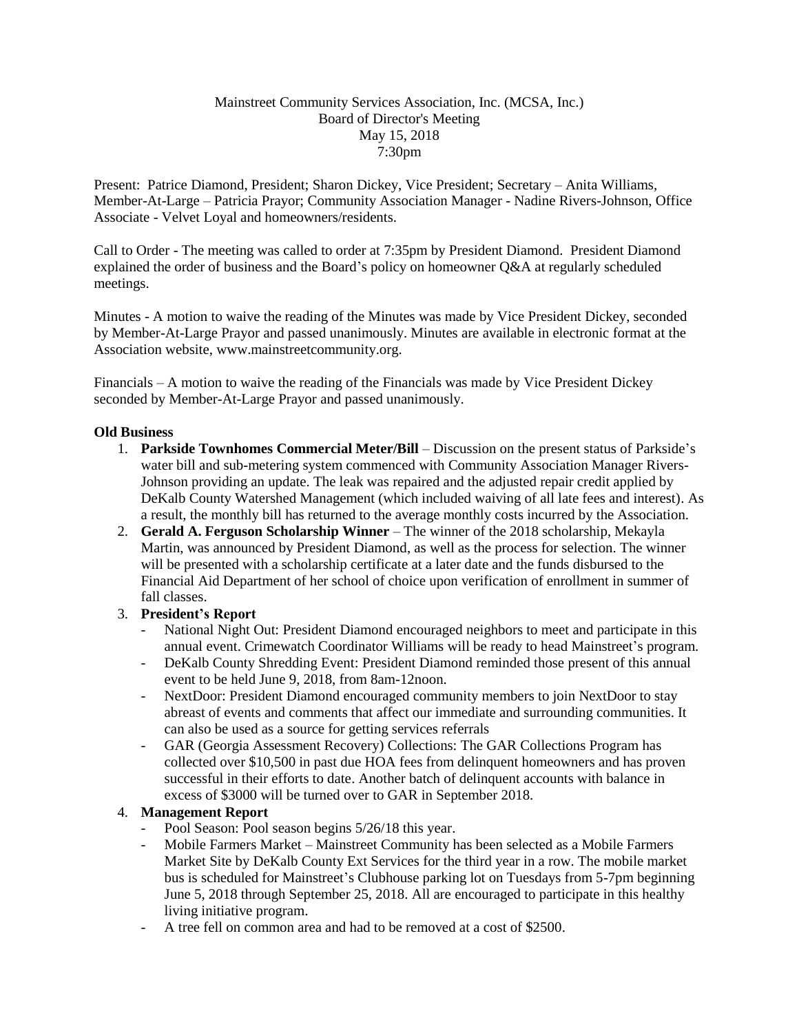Mainstreet Community Services Association, Inc. (MCSA, Inc.)
Board of Director's Meeting
May 15, 2018
7:30pm

Present: Patrice Diamond, President; Sharon Dickey, Vice President; Secretary – Anita Williams, Member-At-Large – Patricia Prayor; Community Association Manager - Nadine Rivers-Johnson, Office Associate - Velvet Loyal and homeowners/residents.

Call to Order - The meeting was called to order at 7:35pm by President Diamond. President Diamond explained the order of business and the Board's policy on homeowner Q&A at regularly scheduled meetings.

Minutes - A motion to waive the reading of the Minutes was made by Vice President Dickey, seconded by Member-At-Large Prayor and passed unanimously. Minutes are available in electronic format at the Association website, www.mainstreetcommunity.org.

Financials – A motion to waive the reading of the Financials was made by Vice President Dickey seconded by Member-At-Large Prayor and passed unanimously.

**Old Business**

1. **Parkside Townhomes Commercial Meter/Bill** – Discussion on the present status of Parkside's water bill and sub-metering system commenced with Community Association Manager Rivers-Johnson providing an update. The leak was repaired and the adjusted repair credit applied by DeKalb County Watershed Management (which included waiving of all late fees and interest). As a result, the monthly bill has returned to the average monthly costs incurred by the Association.
2. **Gerald A. Ferguson Scholarship Winner** – The winner of the 2018 scholarship, Mekayla Martin, was announced by President Diamond, as well as the process for selection. The winner will be presented with a scholarship certificate at a later date and the funds disbursed to the Financial Aid Department of her school of choice upon verification of enrollment in summer of fall classes.
3. **President's Report**
   - National Night Out: President Diamond encouraged neighbors to meet and participate in this annual event. Crimewatch Coordinator Williams will be ready to head Mainstreet's program.
   - DeKalb County Shredding Event: President Diamond reminded those present of this annual event to be held June 9, 2018, from 8am-12noon.
   - NextDoor: President Diamond encouraged community members to join NextDoor to stay abreast of events and comments that affect our immediate and surrounding communities. It can also be used as a source for getting services referrals
   - GAR (Georgia Assessment Recovery) Collections: The GAR Collections Program has collected over $10,500 in past due HOA fees from delinquent homeowners and has proven successful in their efforts to date. Another batch of delinquent accounts with balance in excess of $3000 will be turned over to GAR in September 2018.
4. **Management Report**
   - Pool Season: Pool season begins 5/26/18 this year.
   - Mobile Farmers Market – Mainstreet Community has been selected as a Mobile Farmers Market Site by DeKalb County Ext Services for the third year in a row. The mobile market bus is scheduled for Mainstreet's Clubhouse parking lot on Tuesdays from 5-7pm beginning June 5, 2018 through September 25, 2018. All are encouraged to participate in this healthy living initiative program.
   - A tree fell on common area and had to be removed at a cost of $2500.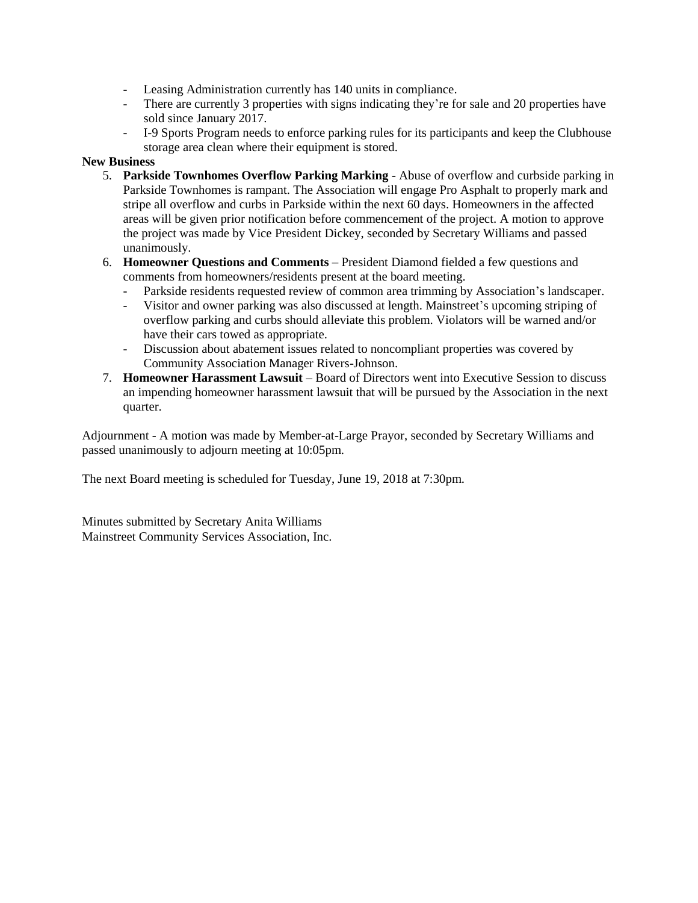- Leasing Administration currently has 140 units in compliance.
- There are currently 3 properties with signs indicating they're for sale and 20 properties have sold since January 2017.
- I-9 Sports Program needs to enforce parking rules for its participants and keep the Clubhouse storage area clean where their equipment is stored.

**New Business**

5. **Parkside Townhomes Overflow Parking Marking** - Abuse of overflow and curbside parking in Parkside Townhomes is rampant. The Association will engage Pro Asphalt to properly mark and stripe all overflow and curbs in Parkside within the next 60 days. Homeowners in the affected areas will be given prior notification before commencement of the project. A motion to approve the project was made by Vice President Dickey, seconded by Secretary Williams and passed unanimously.
6. **Homeowner Questions and Comments** – President Diamond fielded a few questions and comments from homeowners/residents present at the board meeting.
   - Parkside residents requested review of common area trimming by Association's landscaper.
   - Visitor and owner parking was also discussed at length. Mainstreet's upcoming striping of overflow parking and curbs should alleviate this problem. Violators will be warned and/or have their cars towed as appropriate.
   - Discussion about abatement issues related to noncompliant properties was covered by Community Association Manager Rivers-Johnson.
7. **Homeowner Harassment Lawsuit** – Board of Directors went into Executive Session to discuss an impending homeowner harassment lawsuit that will be pursued by the Association in the next quarter.

Adjournment - A motion was made by Member-at-Large Prayor, seconded by Secretary Williams and passed unanimously to adjourn meeting at 10:05pm.

The next Board meeting is scheduled for Tuesday, June 19, 2018 at 7:30pm.

Minutes submitted by Secretary Anita Williams
Mainstreet Community Services Association, Inc.